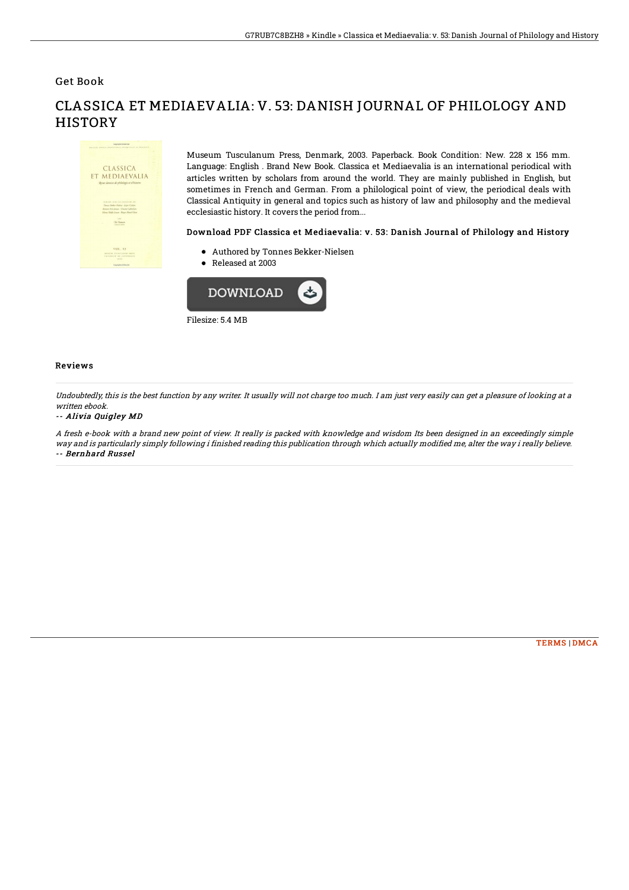Get Book

# CLASSICA ET MEDIAEVALIA: V. 53: DANISH JOURNAL OF PHILOLOGY AND HISTORY

Museum Tusculanum Press, Denmark, 2003. Paperback. Book Condition: New. 228 x 156 mm. Language: English . Brand New Book. Classica et Mediaevalia is an international periodical with articles written by scholars from around the world. They are mainly published in English, but sometimes in French and German. From a philological point of view, the periodical deals with Classical Antiquity in general and topics such as history of law and philosophy and the medieval ecclesiastic history. It covers the period from...

### Download PDF Classica et Mediaevalia: v. 53: Danish Journal of Philology and History

- Authored by Tonnes Bekker-Nielsen
- Released at 2003

Filesize: 5.4 MB

## Reviews

*Undoubtedly, this is the best function by any writer. It usually will not charge too much. I am just very easily can get a pleasure of looking at a written ebook.*

**-- Alivia Quigley MD**

*A fresh e-book with a brand new point of view. It really is packed with knowledge and wisdom Its been designed in an exceedingly simple way and is particularly simply following i finished reading this publication through which actually modified me, alter the way i really believe.*

**-- Bernhard Russel**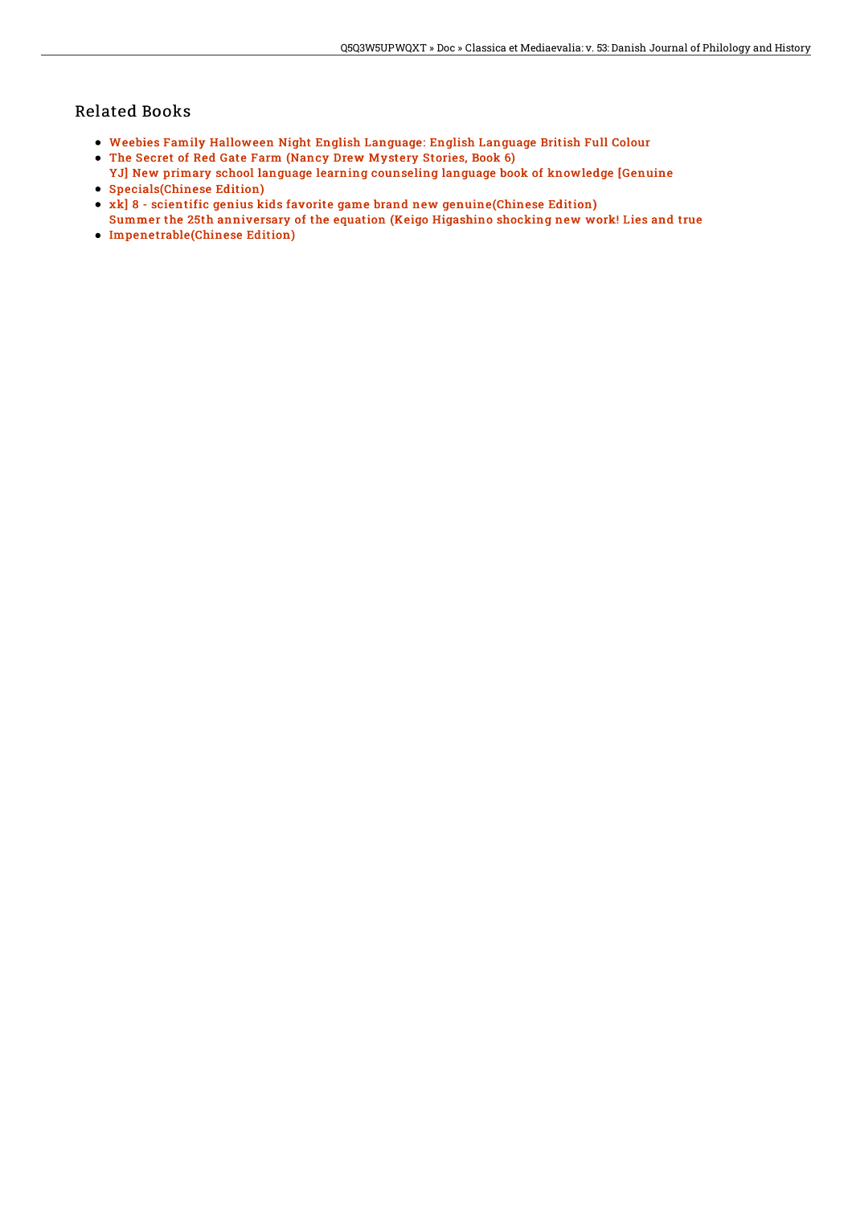## Related Books

- Weebies Family Halloween Night English Language: English Language British Full Colour
- The Secret of Red Gate Farm (Nancy Drew Mystery Stories, Book 6)
- YJ] New primary school language learning counseling language book of knowledge [Genuine Specials(Chinese Edition)
- xk] 8 - scientific genius kids favorite game brand new genuine(Chinese Edition)
- Summer the 25th anniversary of the equation (Keigo Higashino shocking new work! Lies and true Impenetrable(Chinese Edition)